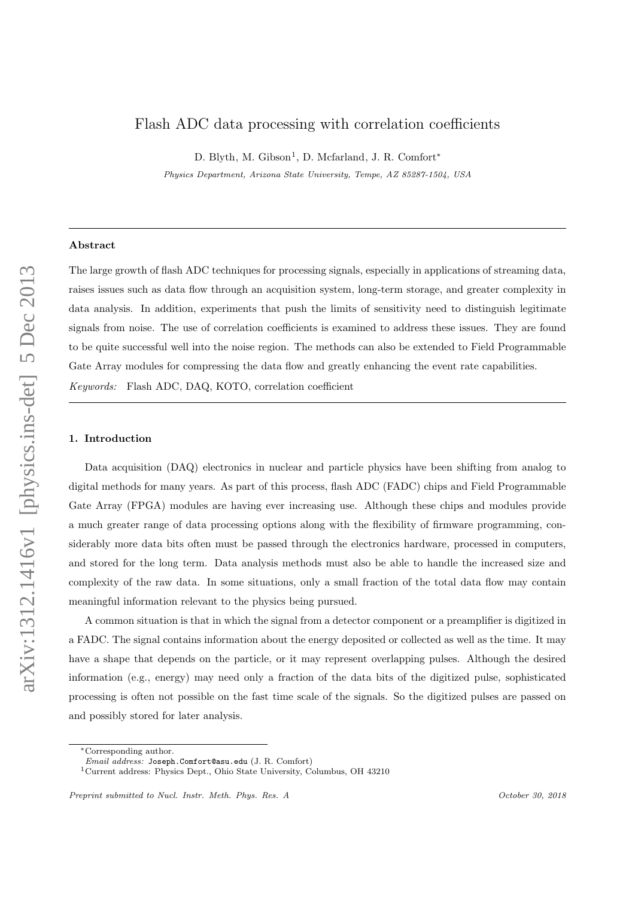# Flash ADC data processing with correlation coefficients

D. Blyth, M. Gibson[1], D. Mcfarland, J. R. Comfort*

*Physics Department, Arizona State University, Tempe, AZ 85287-1504, USA*

---

## Abstract

The large growth of flash ADC techniques for processing signals, especially in applications of streaming data, raises issues such as data flow through an acquisition system, long-term storage, and greater complexity in data analysis. In addition, experiments that push the limits of sensitivity need to distinguish legitimate signals from noise. The use of correlation coefficients is examined to address these issues. They are found to be quite successful well into the noise region. The methods can also be extended to Field Programmable Gate Array modules for compressing the data flow and greatly enhancing the event rate capabilities.

*Keywords:* Flash ADC, DAQ, KOTO, correlation coefficient

---

## 1. Introduction

Data acquisition (DAQ) electronics in nuclear and particle physics have been shifting from analog to digital methods for many years. As part of this process, flash ADC (FADC) chips and Field Programmable Gate Array (FPGA) modules are having ever increasing use. Although these chips and modules provide a much greater range of data processing options along with the flexibility of firmware programming, considerably more data bits often must be passed through the electronics hardware, processed in computers, and stored for the long term. Data analysis methods must also be able to handle the increased size and complexity of the raw data. In some situations, only a small fraction of the total data flow may contain meaningful information relevant to the physics being pursued.

A common situation is that in which the signal from a detector component or a preamplifier is digitized in a FADC. The signal contains information about the energy deposited or collected as well as the time. It may have a shape that depends on the particle, or it may represent overlapping pulses. Although the desired information (e.g., energy) may need only a fraction of the data bits of the digitized pulse, sophisticated processing is often not possible on the fast time scale of the signals. So the digitized pulses are passed on and possibly stored for later analysis.

---

*Corresponding author.
*Email address:* Joseph.Comfort@asu.edu (J. R. Comfort)
[1] Current address: Physics Dept., Ohio State University, Columbus, OH 43210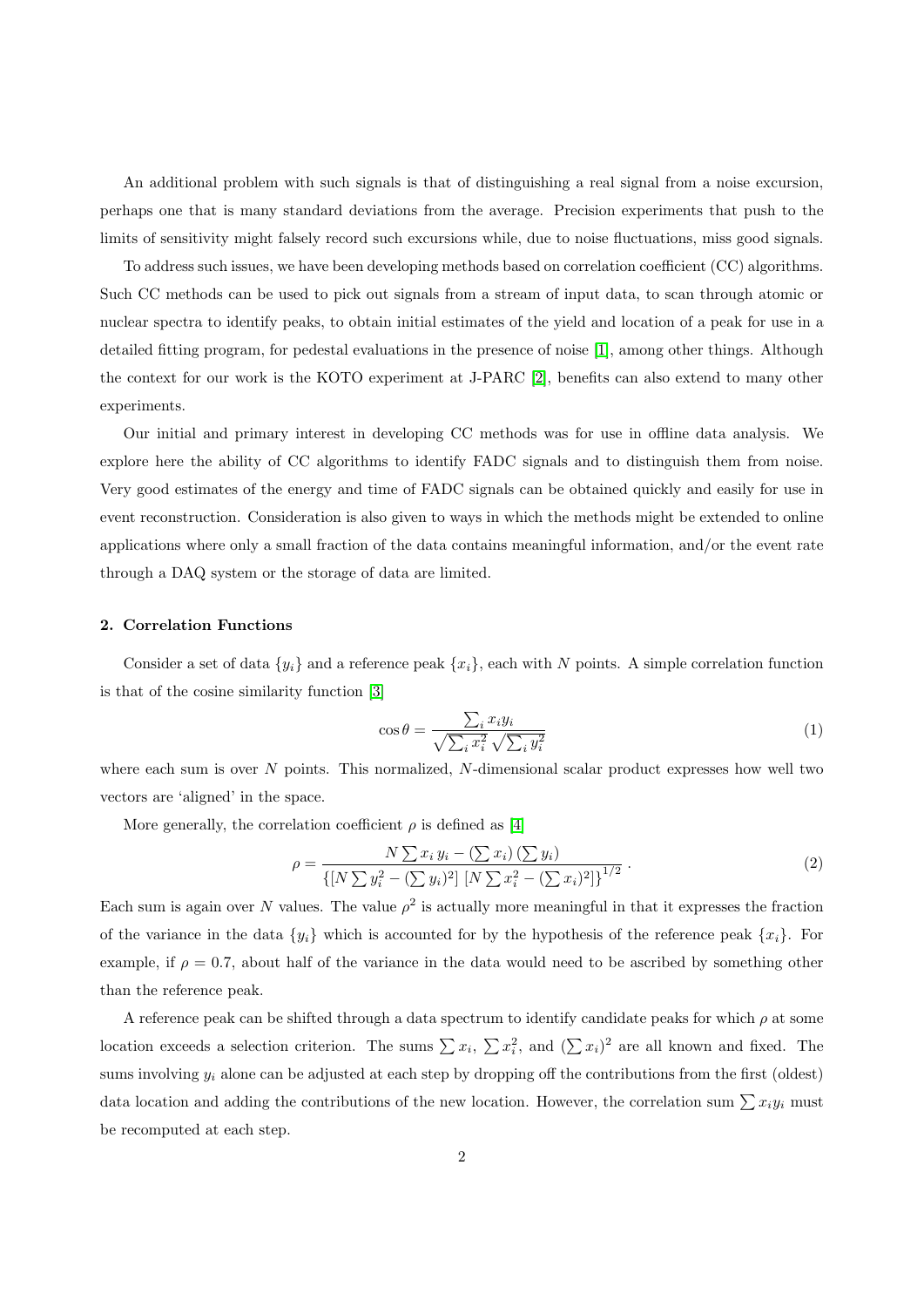An additional problem with such signals is that of distinguishing a real signal from a noise excursion, perhaps one that is many standard deviations from the average. Precision experiments that push to the limits of sensitivity might falsely record such excursions while, due to noise fluctuations, miss good signals.

To address such issues, we have been developing methods based on correlation coefficient (CC) algorithms. Such CC methods can be used to pick out signals from a stream of input data, to scan through atomic or nuclear spectra to identify peaks, to obtain initial estimates of the yield and location of a peak for use in a detailed fitting program, for pedestal evaluations in the presence of noise [1], among other things. Although the context for our work is the KOTO experiment at J-PARC [2], benefits can also extend to many other experiments.

Our initial and primary interest in developing CC methods was for use in offline data analysis. We explore here the ability of CC algorithms to identify FADC signals and to distinguish them from noise. Very good estimates of the energy and time of FADC signals can be obtained quickly and easily for use in event reconstruction. Consideration is also given to ways in which the methods might be extended to online applications where only a small fraction of the data contains meaningful information, and/or the event rate through a DAQ system or the storage of data are limited.

## 2. Correlation Functions

Consider a set of data $\{y_i\}$ and a reference peak $\{x_i\}$, each with $N$ points. A simple correlation function is that of the cosine similarity function [3]

$$\cos\theta = \frac{\sum_i x_i y_i}{\sqrt{\sum_i x_i^2}\,\sqrt{\sum_i y_i^2}} \tag{1}$$

where each sum is over $N$ points. This normalized, $N$-dimensional scalar product expresses how well two vectors are 'aligned' in the space.

More generally, the correlation coefficient $\rho$ is defined as [4]

$$\rho = \frac{N \sum x_i\, y_i - \left(\sum x_i\right)\left(\sum y_i\right)}{\left\{\left[N \sum y_i^2 - \left(\sum y_i\right)^2\right]\,\left[N \sum x_i^2 - \left(\sum x_i\right)^2\right]\right\}^{1/2}}\,. \tag{2}$$

Each sum is again over $N$ values. The value $\rho^2$ is actually more meaningful in that it expresses the fraction of the variance in the data $\{y_i\}$ which is accounted for by the hypothesis of the reference peak $\{x_i\}$. For example, if $\rho = 0.7$, about half of the variance in the data would need to be ascribed by something other than the reference peak.

A reference peak can be shifted through a data spectrum to identify candidate peaks for which $\rho$ at some location exceeds a selection criterion. The sums $\sum x_i$, $\sum x_i^2$, and $(\sum x_i)^2$ are all known and fixed. The sums involving $y_i$ alone can be adjusted at each step by dropping off the contributions from the first (oldest) data location and adding the contributions of the new location. However, the correlation sum $\sum x_i y_i$ must be recomputed at each step.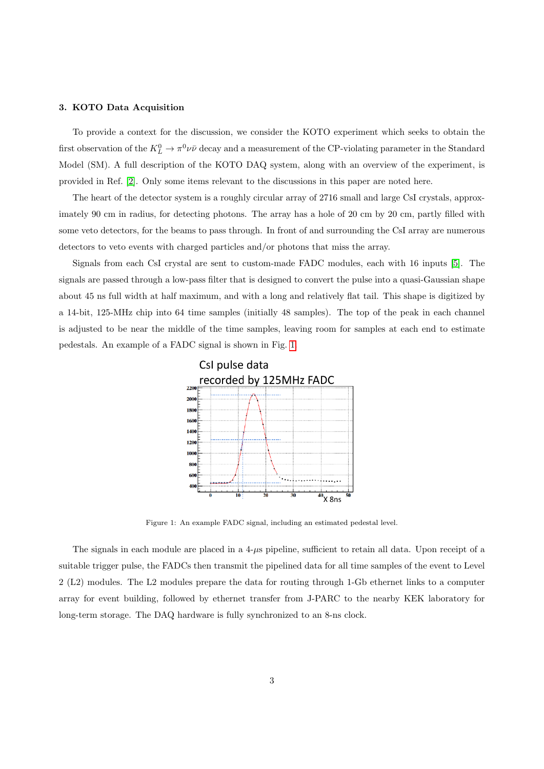### 3. KOTO Data Acquisition

To provide a context for the discussion, we consider the KOTO experiment which seeks to obtain the first observation of the $K_L^0 \to \pi^0 \nu \bar{\nu}$ decay and a measurement of the CP-violating parameter in the Standard Model (SM). A full description of the KOTO DAQ system, along with an overview of the experiment, is provided in Ref. [2]. Only some items relevant to the discussions in this paper are noted here.

The heart of the detector system is a roughly circular array of 2716 small and large CsI crystals, approximately 90 cm in radius, for detecting photons. The array has a hole of 20 cm by 20 cm, partly filled with some veto detectors, for the beams to pass through. In front of and surrounding the CsI array are numerous detectors to veto events with charged particles and/or photons that miss the array.

Signals from each CsI crystal are sent to custom-made FADC modules, each with 16 inputs [5]. The signals are passed through a low-pass filter that is designed to convert the pulse into a quasi-Gaussian shape about 45 ns full width at half maximum, and with a long and relatively flat tail. This shape is digitized by a 14-bit, 125-MHz chip into 64 time samples (initially 48 samples). The top of the peak in each channel is adjusted to be near the middle of the time samples, leaving room for samples at each end to estimate pedestals. An example of a FADC signal is shown in Fig. 1.

Figure 1: An example FADC signal, including an estimated pedestal level.

The signals in each module are placed in a 4-$\mu$s pipeline, sufficient to retain all data. Upon receipt of a suitable trigger pulse, the FADCs then transmit the pipelined data for all time samples of the event to Level 2 (L2) modules. The L2 modules prepare the data for routing through 1-Gb ethernet links to a computer array for event building, followed by ethernet transfer from J-PARC to the nearby KEK laboratory for long-term storage. The DAQ hardware is fully synchronized to an 8-ns clock.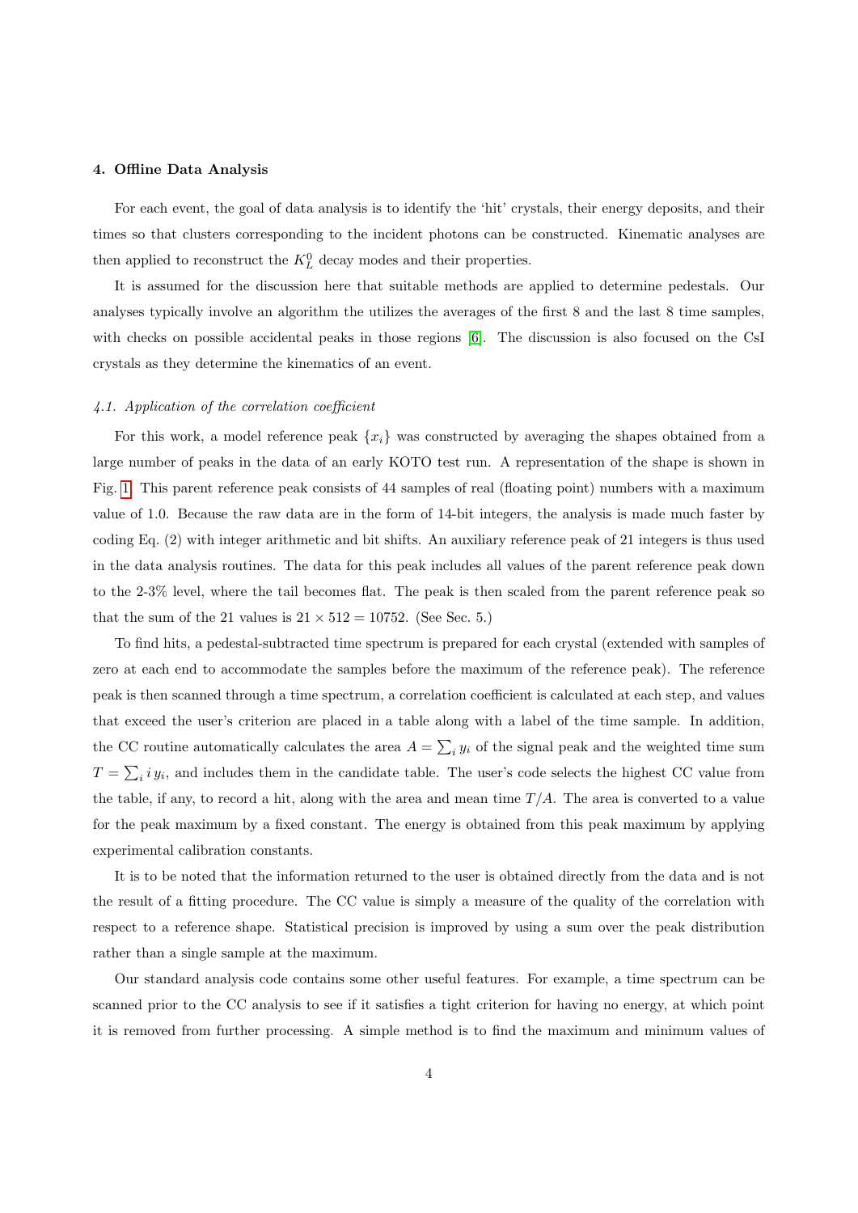## 4. Offline Data Analysis

For each event, the goal of data analysis is to identify the 'hit' crystals, their energy deposits, and their times so that clusters corresponding to the incident photons can be constructed. Kinematic analyses are then applied to reconstruct the $K_L^0$ decay modes and their properties.

It is assumed for the discussion here that suitable methods are applied to determine pedestals. Our analyses typically involve an algorithm the utilizes the averages of the first 8 and the last 8 time samples, with checks on possible accidental peaks in those regions [6]. The discussion is also focused on the CsI crystals as they determine the kinematics of an event.

### *4.1. Application of the correlation coefficient*

For this work, a model reference peak $\{x_i\}$ was constructed by averaging the shapes obtained from a large number of peaks in the data of an early KOTO test run. A representation of the shape is shown in Fig. 1. This parent reference peak consists of 44 samples of real (floating point) numbers with a maximum value of 1.0. Because the raw data are in the form of 14-bit integers, the analysis is made much faster by coding Eq. (2) with integer arithmetic and bit shifts. An auxiliary reference peak of 21 integers is thus used in the data analysis routines. The data for this peak includes all values of the parent reference peak down to the 2-3% level, where the tail becomes flat. The peak is then scaled from the parent reference peak so that the sum of the 21 values is $21 \times 512 = 10752$. (See Sec. 5.)

To find hits, a pedestal-subtracted time spectrum is prepared for each crystal (extended with samples of zero at each end to accommodate the samples before the maximum of the reference peak). The reference peak is then scanned through a time spectrum, a correlation coefficient is calculated at each step, and values that exceed the user's criterion are placed in a table along with a label of the time sample. In addition, the CC routine automatically calculates the area $A = \sum_i y_i$ of the signal peak and the weighted time sum $T = \sum_i i\, y_i$, and includes them in the candidate table. The user's code selects the highest CC value from the table, if any, to record a hit, along with the area and mean time $T/A$. The area is converted to a value for the peak maximum by a fixed constant. The energy is obtained from this peak maximum by applying experimental calibration constants.

It is to be noted that the information returned to the user is obtained directly from the data and is not the result of a fitting procedure. The CC value is simply a measure of the quality of the correlation with respect to a reference shape. Statistical precision is improved by using a sum over the peak distribution rather than a single sample at the maximum.

Our standard analysis code contains some other useful features. For example, a time spectrum can be scanned prior to the CC analysis to see if it satisfies a tight criterion for having no energy, at which point it is removed from further processing. A simple method is to find the maximum and minimum values of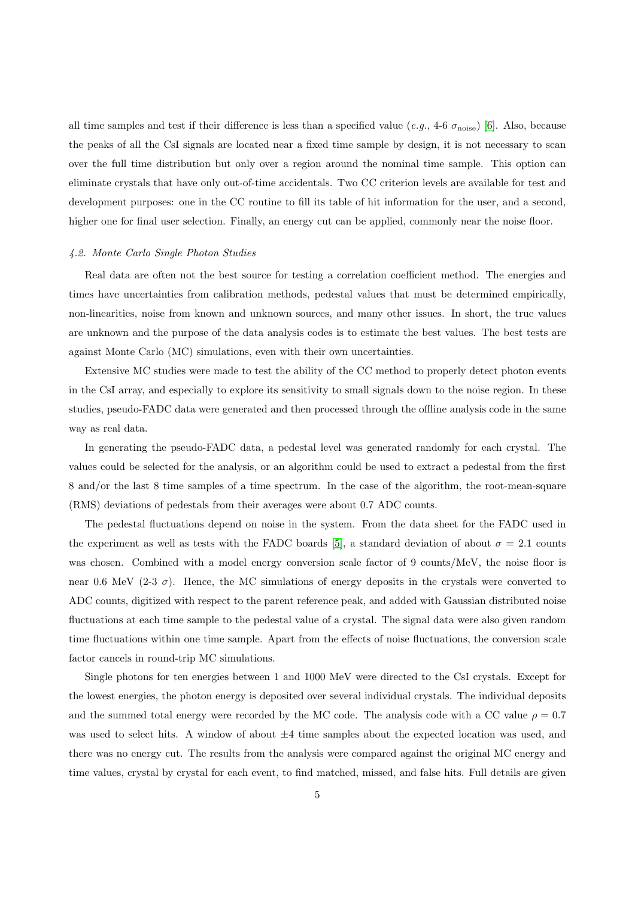all time samples and test if their difference is less than a specified value (*e.g.*, 4-6 $\sigma_{\text{noise}}$) [6]. Also, because the peaks of all the CsI signals are located near a fixed time sample by design, it is not necessary to scan over the full time distribution but only over a region around the nominal time sample. This option can eliminate crystals that have only out-of-time accidentals. Two CC criterion levels are available for test and development purposes: one in the CC routine to fill its table of hit information for the user, and a second, higher one for final user selection. Finally, an energy cut can be applied, commonly near the noise floor.

### *4.2. Monte Carlo Single Photon Studies*

Real data are often not the best source for testing a correlation coefficient method. The energies and times have uncertainties from calibration methods, pedestal values that must be determined empirically, non-linearities, noise from known and unknown sources, and many other issues. In short, the true values are unknown and the purpose of the data analysis codes is to estimate the best values. The best tests are against Monte Carlo (MC) simulations, even with their own uncertainties.

Extensive MC studies were made to test the ability of the CC method to properly detect photon events in the CsI array, and especially to explore its sensitivity to small signals down to the noise region. In these studies, pseudo-FADC data were generated and then processed through the offline analysis code in the same way as real data.

In generating the pseudo-FADC data, a pedestal level was generated randomly for each crystal. The values could be selected for the analysis, or an algorithm could be used to extract a pedestal from the first 8 and/or the last 8 time samples of a time spectrum. In the case of the algorithm, the root-mean-square (RMS) deviations of pedestals from their averages were about 0.7 ADC counts.

The pedestal fluctuations depend on noise in the system. From the data sheet for the FADC used in the experiment as well as tests with the FADC boards [5], a standard deviation of about $\sigma = 2.1$ counts was chosen. Combined with a model energy conversion scale factor of 9 counts/MeV, the noise floor is near 0.6 MeV (2-3 $\sigma$). Hence, the MC simulations of energy deposits in the crystals were converted to ADC counts, digitized with respect to the parent reference peak, and added with Gaussian distributed noise fluctuations at each time sample to the pedestal value of a crystal. The signal data were also given random time fluctuations within one time sample. Apart from the effects of noise fluctuations, the conversion scale factor cancels in round-trip MC simulations.

Single photons for ten energies between 1 and 1000 MeV were directed to the CsI crystals. Except for the lowest energies, the photon energy is deposited over several individual crystals. The individual deposits and the summed total energy were recorded by the MC code. The analysis code with a CC value $\rho = 0.7$ was used to select hits. A window of about $\pm 4$ time samples about the expected location was used, and there was no energy cut. The results from the analysis were compared against the original MC energy and time values, crystal by crystal for each event, to find matched, missed, and false hits. Full details are given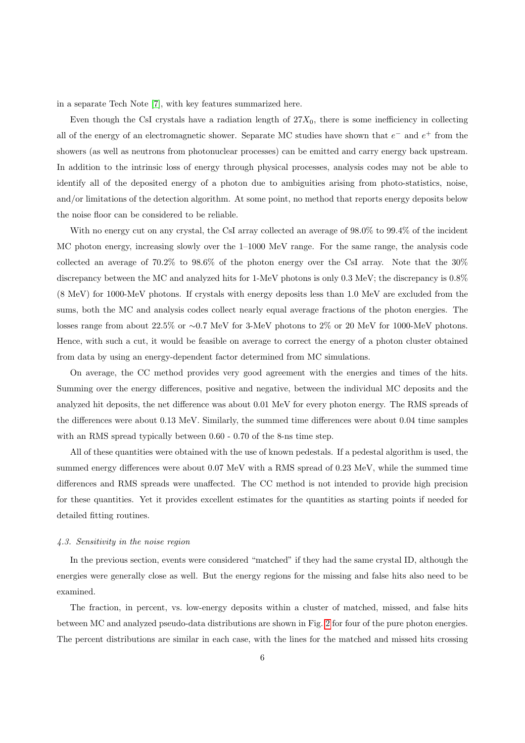in a separate Tech Note [7], with key features summarized here.

Even though the CsI crystals have a radiation length of $27X_0$, there is some inefficiency in collecting all of the energy of an electromagnetic shower. Separate MC studies have shown that $e^-$ and $e^+$ from the showers (as well as neutrons from photonuclear processes) can be emitted and carry energy back upstream. In addition to the intrinsic loss of energy through physical processes, analysis codes may not be able to identify all of the deposited energy of a photon due to ambiguities arising from photo-statistics, noise, and/or limitations of the detection algorithm. At some point, no method that reports energy deposits below the noise floor can be considered to be reliable.

With no energy cut on any crystal, the CsI array collected an average of 98.0% to 99.4% of the incident MC photon energy, increasing slowly over the 1–1000 MeV range. For the same range, the analysis code collected an average of 70.2% to 98.6% of the photon energy over the CsI array. Note that the 30% discrepancy between the MC and analyzed hits for 1-MeV photons is only 0.3 MeV; the discrepancy is 0.8% (8 MeV) for 1000-MeV photons. If crystals with energy deposits less than 1.0 MeV are excluded from the sums, both the MC and analysis codes collect nearly equal average fractions of the photon energies. The losses range from about 22.5% or $\sim$0.7 MeV for 3-MeV photons to 2% or 20 MeV for 1000-MeV photons. Hence, with such a cut, it would be feasible on average to correct the energy of a photon cluster obtained from data by using an energy-dependent factor determined from MC simulations.

On average, the CC method provides very good agreement with the energies and times of the hits. Summing over the energy differences, positive and negative, between the individual MC deposits and the analyzed hit deposits, the net difference was about 0.01 MeV for every photon energy. The RMS spreads of the differences were about 0.13 MeV. Similarly, the summed time differences were about 0.04 time samples with an RMS spread typically between 0.60 - 0.70 of the 8-ns time step.

All of these quantities were obtained with the use of known pedestals. If a pedestal algorithm is used, the summed energy differences were about 0.07 MeV with a RMS spread of 0.23 MeV, while the summed time differences and RMS spreads were unaffected. The CC method is not intended to provide high precision for these quantities. Yet it provides excellent estimates for the quantities as starting points if needed for detailed fitting routines.

### *4.3. Sensitivity in the noise region*

In the previous section, events were considered "matched" if they had the same crystal ID, although the energies were generally close as well. But the energy regions for the missing and false hits also need to be examined.

The fraction, in percent, vs. low-energy deposits within a cluster of matched, missed, and false hits between MC and analyzed pseudo-data distributions are shown in Fig. 2 for four of the pure photon energies. The percent distributions are similar in each case, with the lines for the matched and missed hits crossing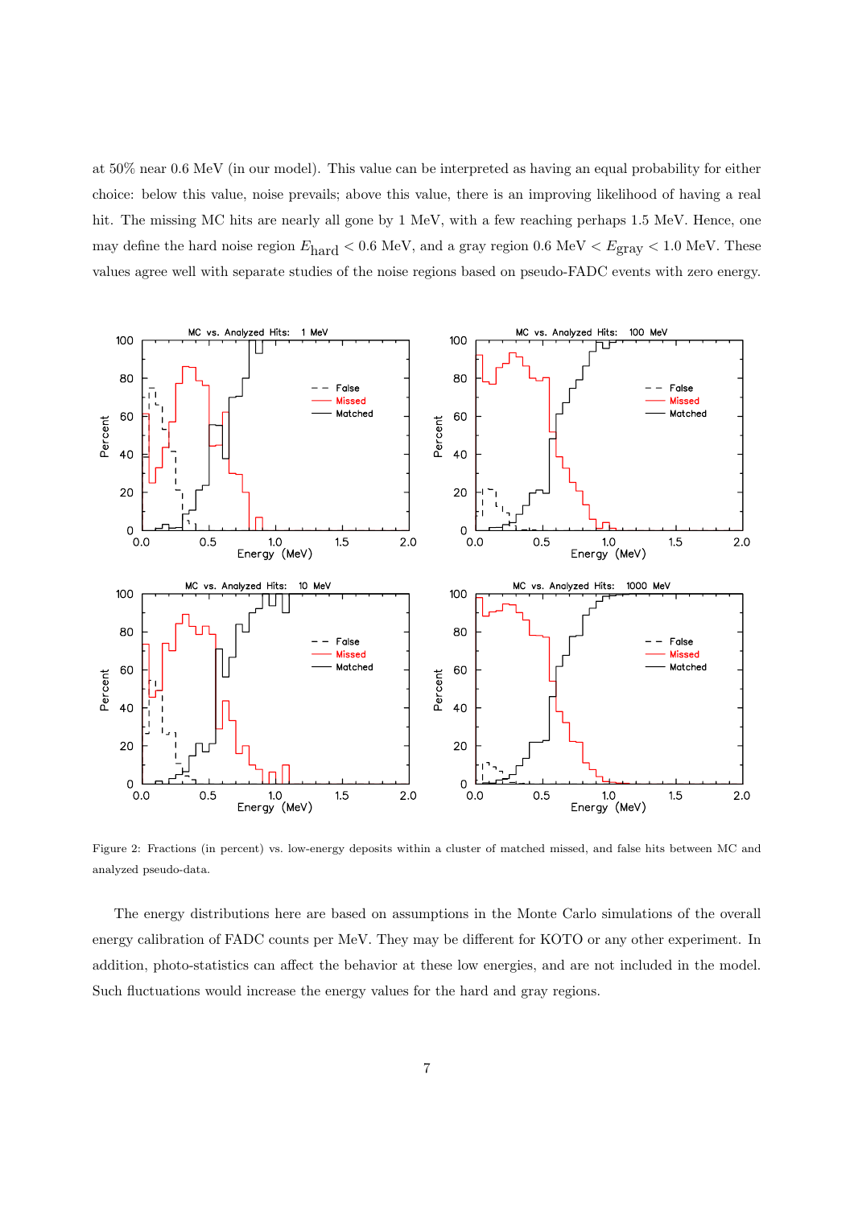at 50% near 0.6 MeV (in our model). This value can be interpreted as having an equal probability for either choice: below this value, noise prevails; above this value, there is an improving likelihood of having a real hit. The missing MC hits are nearly all gone by 1 MeV, with a few reaching perhaps 1.5 MeV. Hence, one may define the hard noise region $E_{\rm hard} < 0.6$ MeV, and a gray region 0.6 MeV $< E_{\rm gray} <$ 1.0 MeV. These values agree well with separate studies of the noise regions based on pseudo-FADC events with zero energy.

Figure 2: Fractions (in percent) vs. low-energy deposits within a cluster of matched missed, and false hits between MC and analyzed pseudo-data.

The energy distributions here are based on assumptions in the Monte Carlo simulations of the overall energy calibration of FADC counts per MeV. They may be different for KOTO or any other experiment. In addition, photo-statistics can affect the behavior at these low energies, and are not included in the model. Such fluctuations would increase the energy values for the hard and gray regions.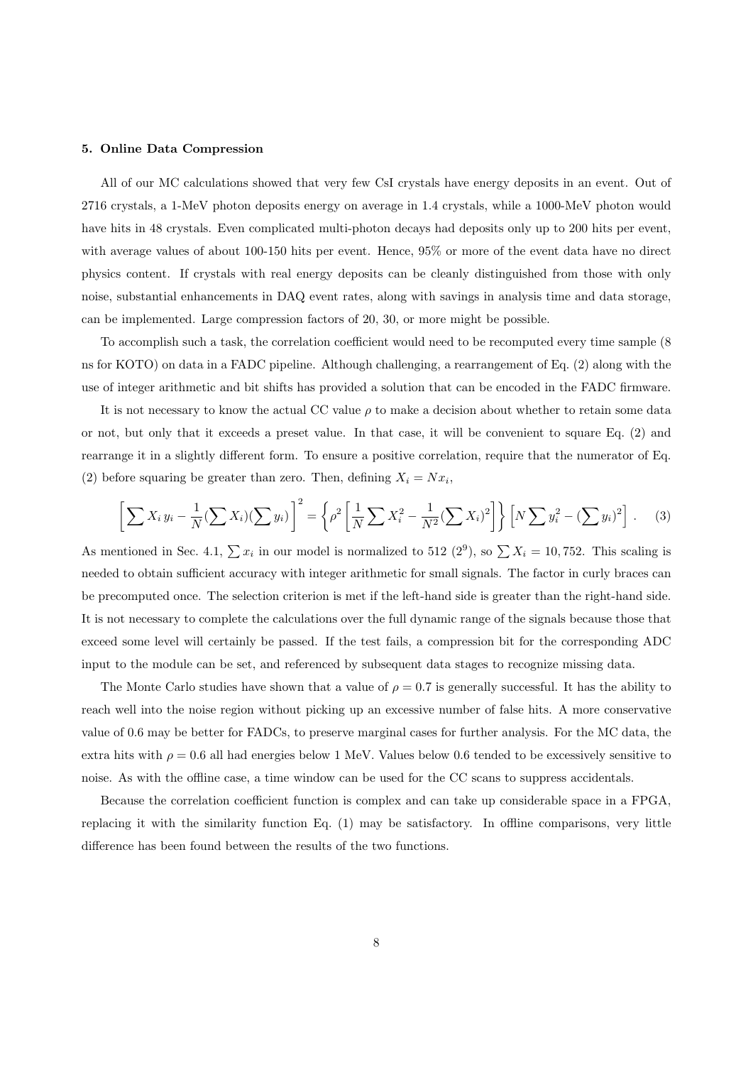### 5. Online Data Compression

All of our MC calculations showed that very few CsI crystals have energy deposits in an event. Out of 2716 crystals, a 1-MeV photon deposits energy on average in 1.4 crystals, while a 1000-MeV photon would have hits in 48 crystals. Even complicated multi-photon decays had deposits only up to 200 hits per event, with average values of about 100-150 hits per event. Hence, 95% or more of the event data have no direct physics content. If crystals with real energy deposits can be cleanly distinguished from those with only noise, substantial enhancements in DAQ event rates, along with savings in analysis time and data storage, can be implemented. Large compression factors of 20, 30, or more might be possible.

To accomplish such a task, the correlation coefficient would need to be recomputed every time sample (8 ns for KOTO) on data in a FADC pipeline. Although challenging, a rearrangement of Eq. (2) along with the use of integer arithmetic and bit shifts has provided a solution that can be encoded in the FADC firmware.

It is not necessary to know the actual CC value $\rho$ to make a decision about whether to retain some data or not, but only that it exceeds a preset value. In that case, it will be convenient to square Eq. (2) and rearrange it in a slightly different form. To ensure a positive correlation, require that the numerator of Eq. (2) before squaring be greater than zero. Then, defining $X_i = N x_i$,

$$\left[\sum X_i\, y_i - \frac{1}{N}(\sum X_i)(\sum y_i)\right]^2 = \left\{\rho^2\left[\frac{1}{N}\sum X_i^2 - \frac{1}{N^2}(\sum X_i)^2\right]\right\}\left[N\sum y_i^2 - (\sum y_i)^2\right]. \quad (3)$$

As mentioned in Sec. 4.1, $\sum x_i$ in our model is normalized to 512 ($2^9$), so $\sum X_i = 10,752$. This scaling is needed to obtain sufficient accuracy with integer arithmetic for small signals. The factor in curly braces can be precomputed once. The selection criterion is met if the left-hand side is greater than the right-hand side. It is not necessary to complete the calculations over the full dynamic range of the signals because those that exceed some level will certainly be passed. If the test fails, a compression bit for the corresponding ADC input to the module can be set, and referenced by subsequent data stages to recognize missing data.

The Monte Carlo studies have shown that a value of $\rho = 0.7$ is generally successful. It has the ability to reach well into the noise region without picking up an excessive number of false hits. A more conservative value of 0.6 may be better for FADCs, to preserve marginal cases for further analysis. For the MC data, the extra hits with $\rho = 0.6$ all had energies below 1 MeV. Values below 0.6 tended to be excessively sensitive to noise. As with the offline case, a time window can be used for the CC scans to suppress accidentals.

Because the correlation coefficient function is complex and can take up considerable space in a FPGA, replacing it with the similarity function Eq. (1) may be satisfactory. In offline comparisons, very little difference has been found between the results of the two functions.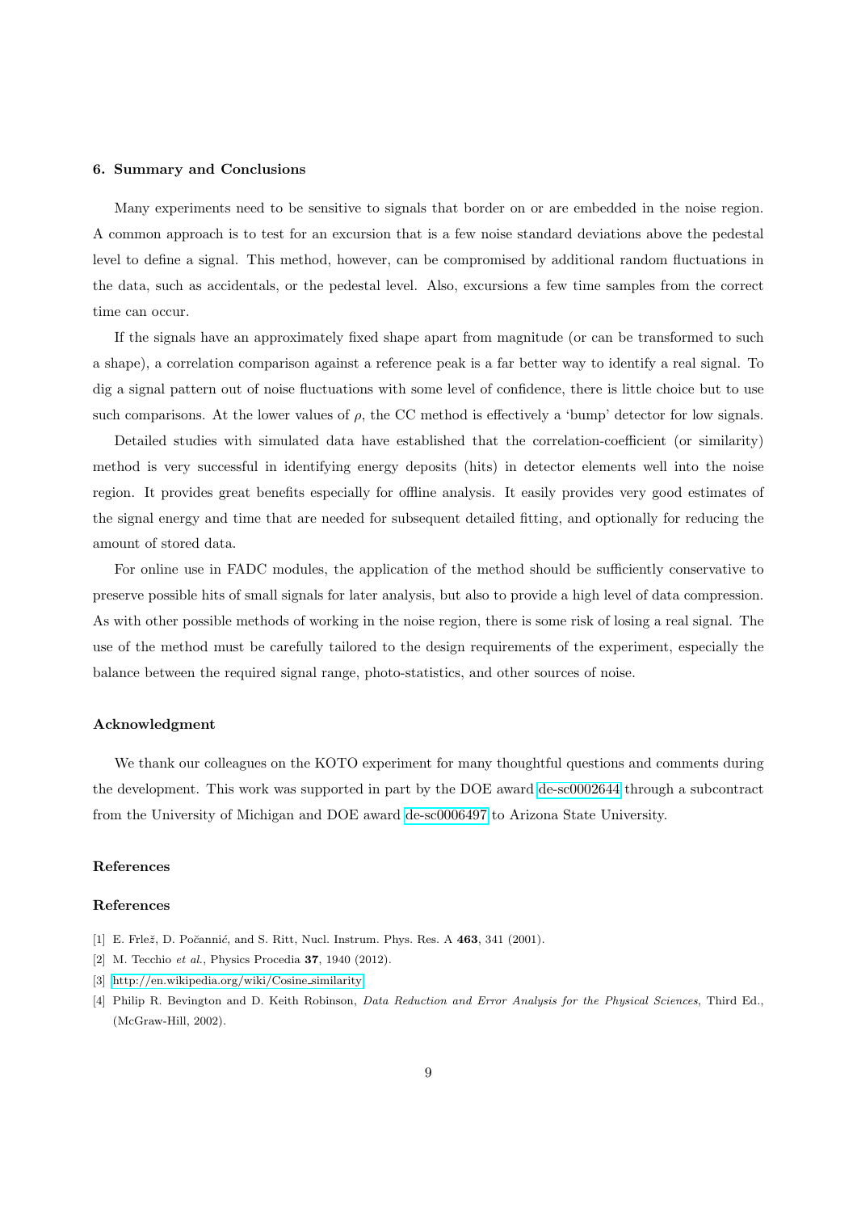## 6. Summary and Conclusions

Many experiments need to be sensitive to signals that border on or are embedded in the noise region. A common approach is to test for an excursion that is a few noise standard deviations above the pedestal level to define a signal. This method, however, can be compromised by additional random fluctuations in the data, such as accidentals, or the pedestal level. Also, excursions a few time samples from the correct time can occur.

If the signals have an approximately fixed shape apart from magnitude (or can be transformed to such a shape), a correlation comparison against a reference peak is a far better way to identify a real signal. To dig a signal pattern out of noise fluctuations with some level of confidence, there is little choice but to use such comparisons. At the lower values of $\rho$, the CC method is effectively a 'bump' detector for low signals.

Detailed studies with simulated data have established that the correlation-coefficient (or similarity) method is very successful in identifying energy deposits (hits) in detector elements well into the noise region. It provides great benefits especially for offline analysis. It easily provides very good estimates of the signal energy and time that are needed for subsequent detailed fitting, and optionally for reducing the amount of stored data.

For online use in FADC modules, the application of the method should be sufficiently conservative to preserve possible hits of small signals for later analysis, but also to provide a high level of data compression. As with other possible methods of working in the noise region, there is some risk of losing a real signal. The use of the method must be carefully tailored to the design requirements of the experiment, especially the balance between the required signal range, photo-statistics, and other sources of noise.

## Acknowledgment

We thank our colleagues on the KOTO experiment for many thoughtful questions and comments during the development. This work was supported in part by the DOE award de-sc0002644 through a subcontract from the University of Michigan and DOE award de-sc0006497 to Arizona State University.

## References

## References

[1] E. Frlež, D. Počanić, and S. Ritt, Nucl. Instrum. Phys. Res. A **463**, 341 (2001).

[2] M. Tecchio *et al.*, Physics Procedia **37**, 1940 (2012).

[3] http://en.wikipedia.org/wiki/Cosine_similarity

[4] Philip R. Bevington and D. Keith Robinson, *Data Reduction and Error Analysis for the Physical Sciences*, Third Ed., (McGraw-Hill, 2002).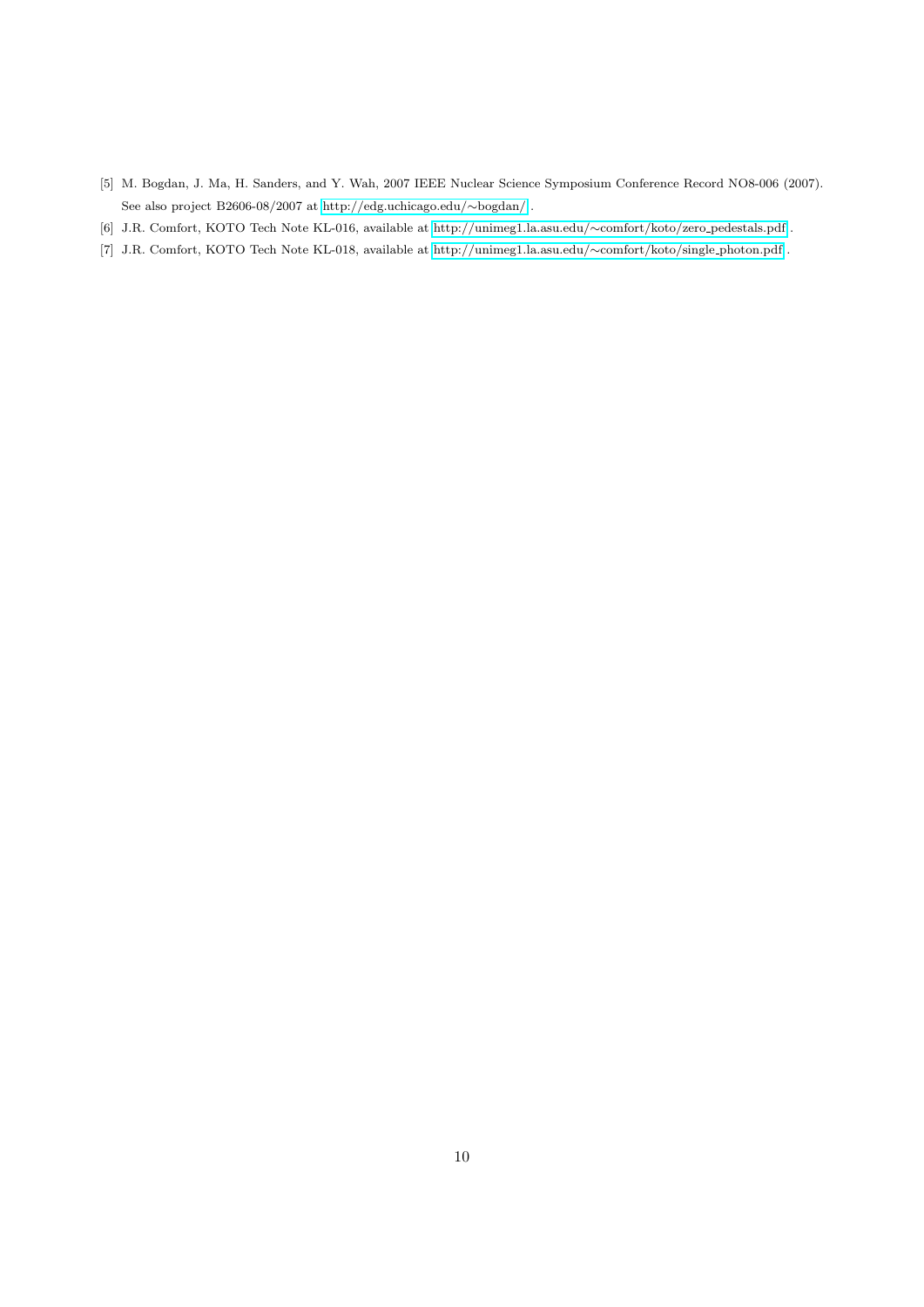[5] M. Bogdan, J. Ma, H. Sanders, and Y. Wah, 2007 IEEE Nuclear Science Symposium Conference Record NO8-006 (2007). See also project B2606-08/2007 at http://edg.uchicago.edu/∼bogdan/ .

[6] J.R. Comfort, KOTO Tech Note KL-016, available at http://unimeg1.la.asu.edu/∼comfort/koto/zero_pedestals.pdf .

[7] J.R. Comfort, KOTO Tech Note KL-018, available at http://unimeg1.la.asu.edu/∼comfort/koto/single_photon.pdf .